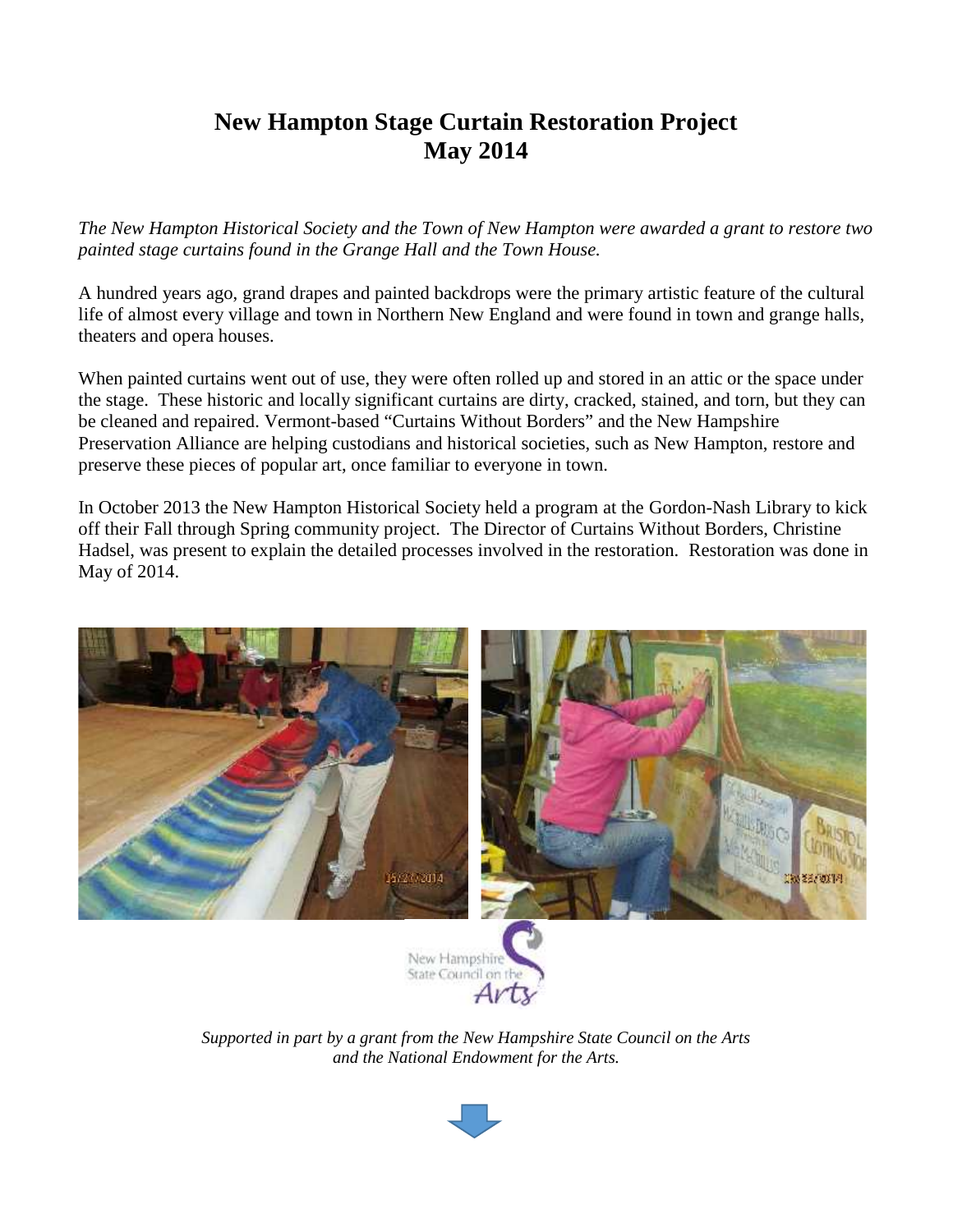# New Hampton Stage Curtain Restoration Project
# May 2014

*The New Hampton Historical Society and the Town of New Hampton were awarded a grant to restore two painted stage curtains found in the Grange Hall and the Town House.*

A hundred years ago, grand drapes and painted backdrops were the primary artistic feature of the cultural life of almost every village and town in Northern New England and were found in town and grange halls, theaters and opera houses.

When painted curtains went out of use, they were often rolled up and stored in an attic or the space under the stage. These historic and locally significant curtains are dirty, cracked, stained, and torn, but they can be cleaned and repaired. Vermont-based "Curtains Without Borders" and the New Hampshire Preservation Alliance are helping custodians and historical societies, such as New Hampton, restore and preserve these pieces of popular art, once familiar to everyone in town.

In October 2013 the New Hampton Historical Society held a program at the Gordon-Nash Library to kick off their Fall through Spring community project. The Director of Curtains Without Borders, Christine Hadsel, was present to explain the detailed processes involved in the restoration. Restoration was done in May of 2014.

*Supported in part by a grant from the New Hampshire State Council on the Arts and the National Endowment for the Arts.*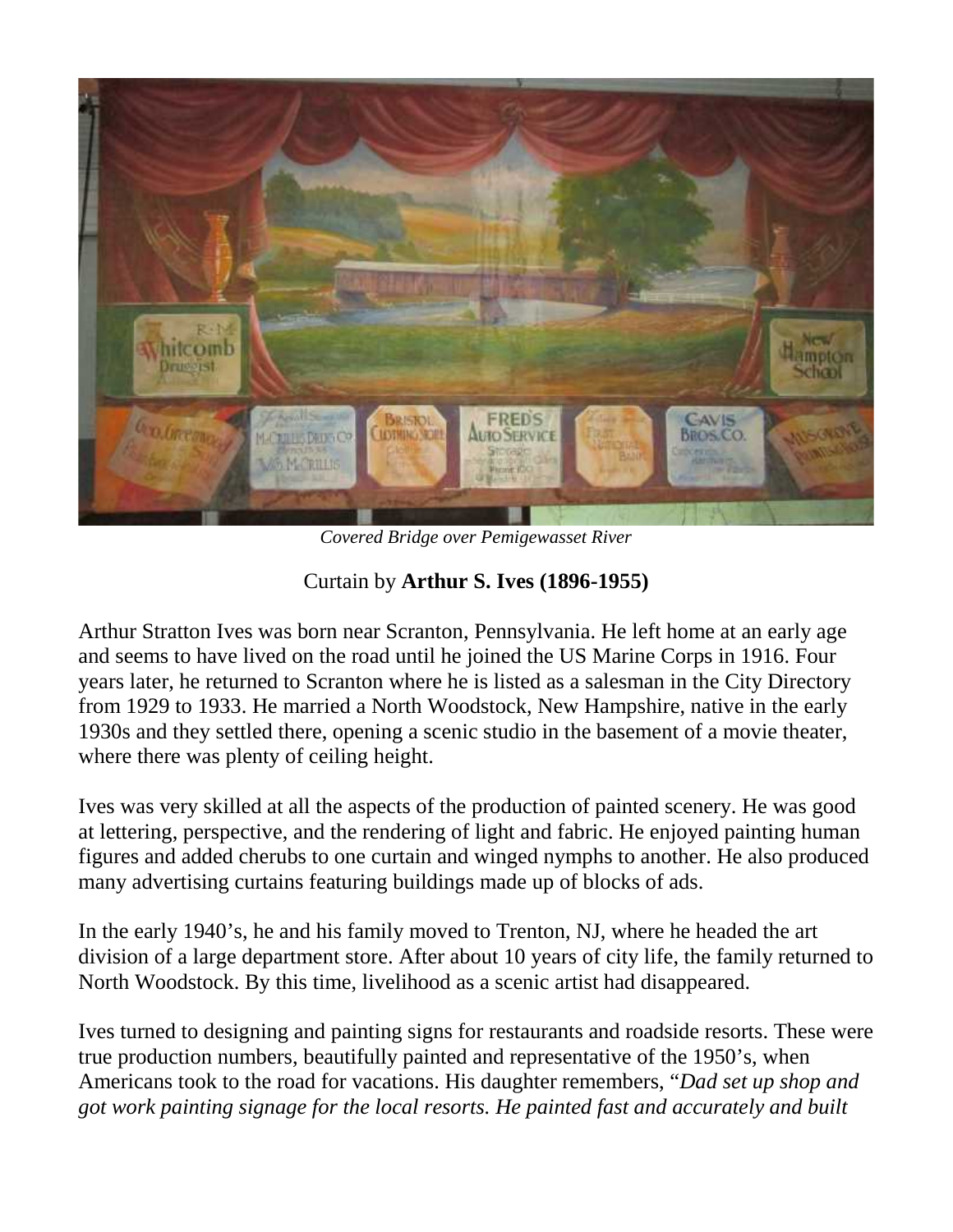*Covered Bridge over Pemigewasset River*

Curtain by **Arthur S. Ives (1896-1955)**

Arthur Stratton Ives was born near Scranton, Pennsylvania. He left home at an early age and seems to have lived on the road until he joined the US Marine Corps in 1916. Four years later, he returned to Scranton where he is listed as a salesman in the City Directory from 1929 to 1933. He married a North Woodstock, New Hampshire, native in the early 1930s and they settled there, opening a scenic studio in the basement of a movie theater, where there was plenty of ceiling height.

Ives was very skilled at all the aspects of the production of painted scenery. He was good at lettering, perspective, and the rendering of light and fabric. He enjoyed painting human figures and added cherubs to one curtain and winged nymphs to another. He also produced many advertising curtains featuring buildings made up of blocks of ads.

In the early 1940's, he and his family moved to Trenton, NJ, where he headed the art division of a large department store. After about 10 years of city life, the family returned to North Woodstock. By this time, livelihood as a scenic artist had disappeared.

Ives turned to designing and painting signs for restaurants and roadside resorts. These were true production numbers, beautifully painted and representative of the 1950's, when Americans took to the road for vacations. His daughter remembers, "*Dad set up shop and got work painting signage for the local resorts. He painted fast and accurately and built*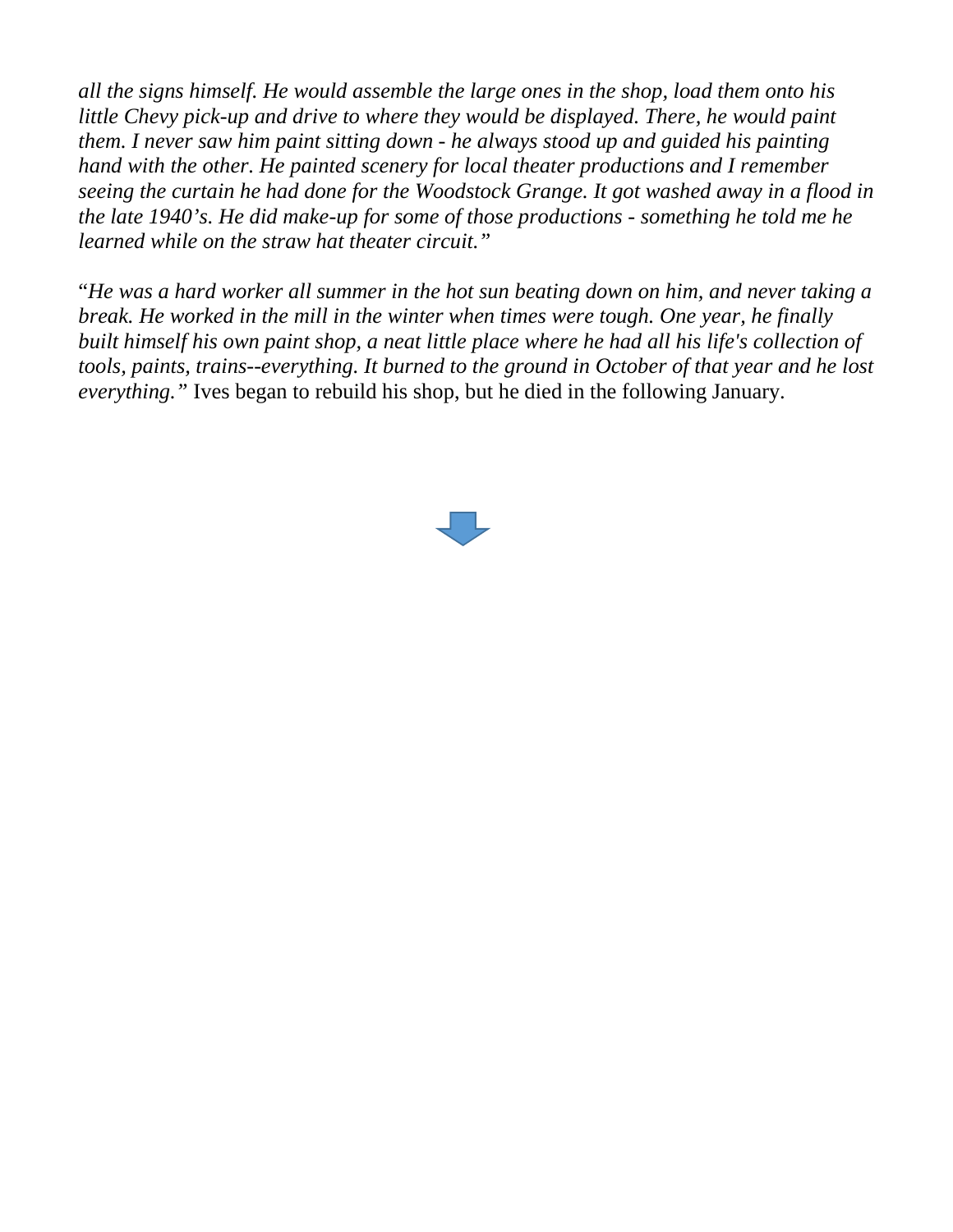*all the signs himself. He would assemble the large ones in the shop, load them onto his little Chevy pick-up and drive to where they would be displayed. There, he would paint them. I never saw him paint sitting down - he always stood up and guided his painting hand with the other. He painted scenery for local theater productions and I remember seeing the curtain he had done for the Woodstock Grange. It got washed away in a flood in the late 1940's. He did make-up for some of those productions - something he told me he learned while on the straw hat theater circuit."*

"*He was a hard worker all summer in the hot sun beating down on him, and never taking a break. He worked in the mill in the winter when times were tough. One year, he finally built himself his own paint shop, a neat little place where he had all his life's collection of tools, paints, trains--everything. It burned to the ground in October of that year and he lost everything."* Ives began to rebuild his shop, but he died in the following January.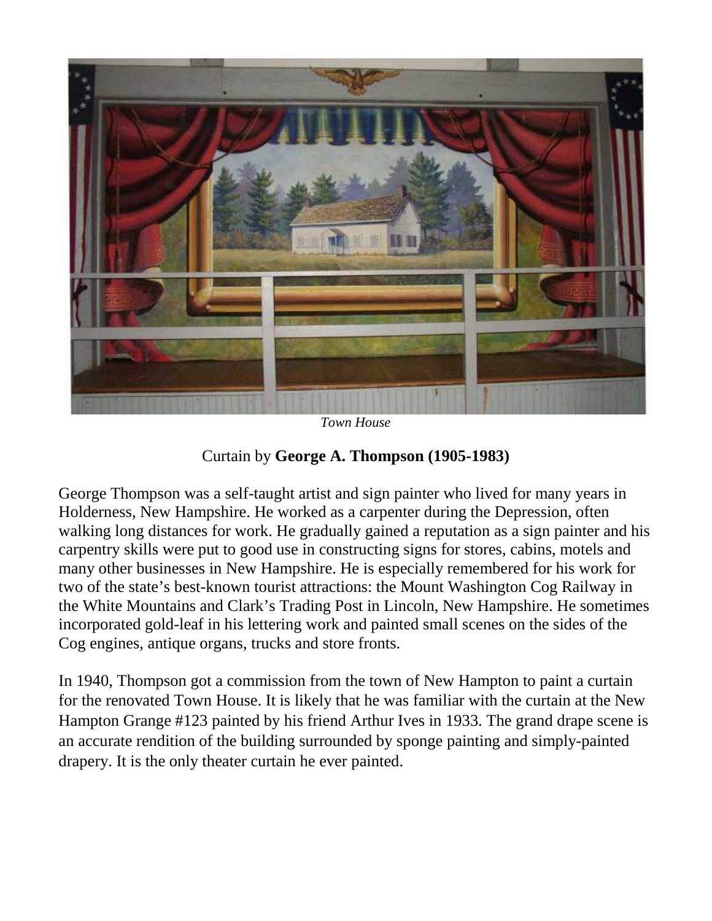*Town House*

Curtain by **George A. Thompson (1905-1983)**

George Thompson was a self-taught artist and sign painter who lived for many years in Holderness, New Hampshire. He worked as a carpenter during the Depression, often walking long distances for work. He gradually gained a reputation as a sign painter and his carpentry skills were put to good use in constructing signs for stores, cabins, motels and many other businesses in New Hampshire. He is especially remembered for his work for two of the state's best-known tourist attractions: the Mount Washington Cog Railway in the White Mountains and Clark's Trading Post in Lincoln, New Hampshire. He sometimes incorporated gold-leaf in his lettering work and painted small scenes on the sides of the Cog engines, antique organs, trucks and store fronts.

In 1940, Thompson got a commission from the town of New Hampton to paint a curtain for the renovated Town House. It is likely that he was familiar with the curtain at the New Hampton Grange #123 painted by his friend Arthur Ives in 1933. The grand drape scene is an accurate rendition of the building surrounded by sponge painting and simply-painted drapery. It is the only theater curtain he ever painted.